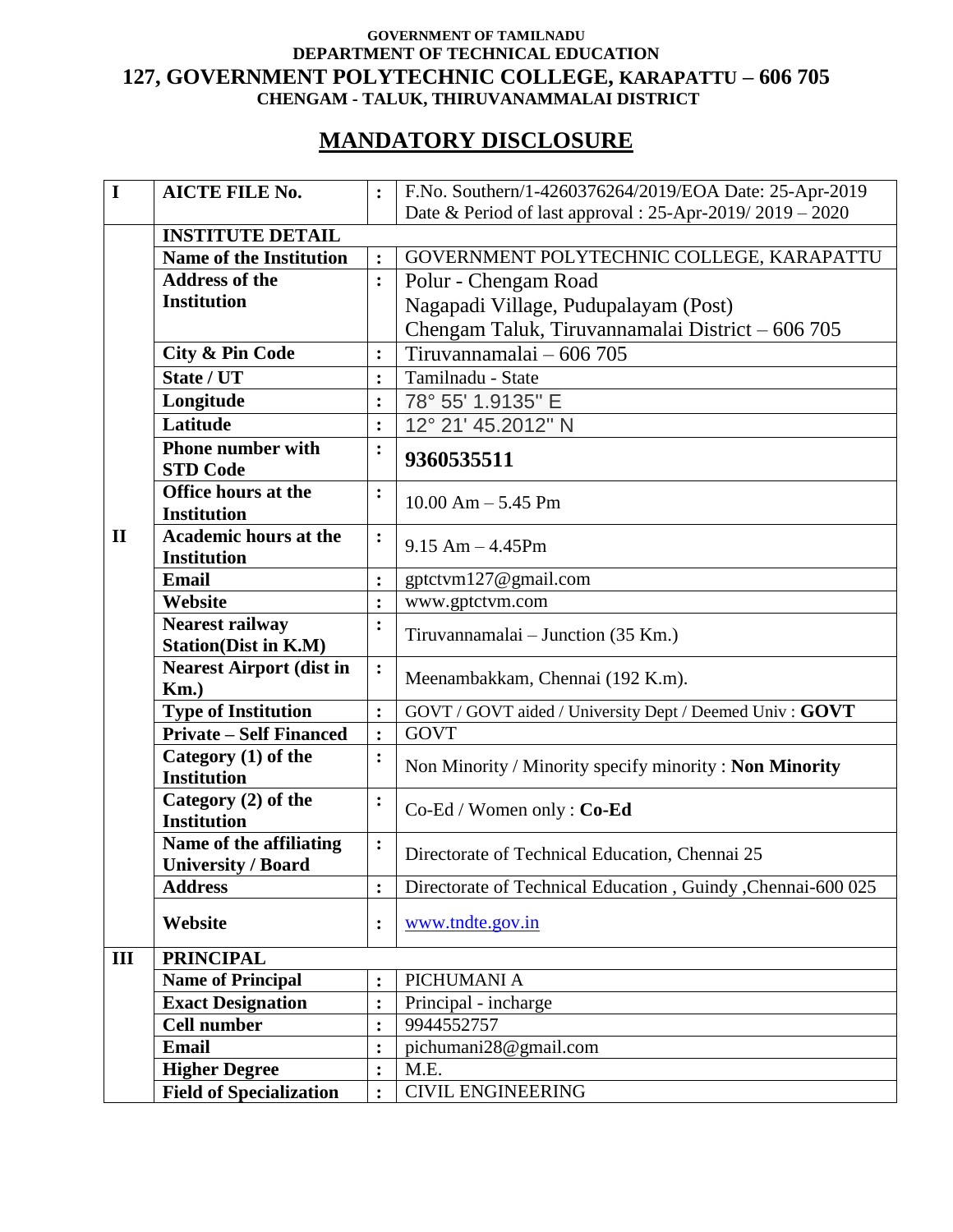GOVERNMENT OF TAMILNADU
DEPARTMENT OF TECHNICAL EDUCATION

# 127, GOVERNMENT POLYTECHNIC COLLEGE, KARAPATTU – 606 705

CHENGAM - TALUK, THIRUVANAMMALAI DISTRICT

## MANDATORY DISCLOSURE

| | | | |
|---|---|---|---|
| **I** | **AICTE FILE No.** | **:** | F.No. Southern/1-4260376264/2019/EOA Date: 25-Apr-2019<br>Date & Period of last approval : 25-Apr-2019/ 2019 – 2020 |
| **II** | **INSTITUTE DETAIL** | | |
| | **Name of the Institution** | **:** | GOVERNMENT POLYTECHNIC COLLEGE, KARAPATTU |
| | **Address of the Institution** | **:** | Polur - Chengam Road<br>Nagapadi Village, Pudupalayam (Post)<br>Chengam Taluk, Tiruvannamalai District – 606 705 |
| | **City & Pin Code** | **:** | Tiruvannamalai – 606 705 |
| | **State / UT** | **:** | Tamilnadu - State |
| | **Longitude** | **:** | 78° 55' 1.9135" E |
| | **Latitude** | **:** | 12° 21' 45.2012" N |
| | **Phone number with STD Code** | **:** | **9360535511** |
| | **Office hours at the Institution** | **:** | 10.00 Am – 5.45 Pm |
| | **Academic hours at the Institution** | **:** | 9.15 Am – 4.45Pm |
| | **Email** | **:** | gptctvm127@gmail.com |
| | **Website** | **:** | www.gptctvm.com |
| | **Nearest railway Station(Dist in K.M)** | **:** | Tiruvannamalai – Junction (35 Km.) |
| | **Nearest Airport (dist in Km.)** | **:** | Meenambakkam, Chennai (192 K.m). |
| | **Type of Institution** | **:** | GOVT / GOVT aided / University Dept / Deemed Univ : **GOVT** |
| | **Private – Self Financed** | **:** | GOVT |
| | **Category (1) of the Institution** | **:** | Non Minority / Minority specify minority : **Non Minority** |
| | **Category (2) of the Institution** | **:** | Co-Ed / Women only : **Co-Ed** |
| | **Name of the affiliating University / Board** | **:** | Directorate of Technical Education, Chennai 25 |
| | **Address** | **:** | Directorate of Technical Education , Guindy ,Chennai-600 025 |
| | **Website** | **:** | www.tndte.gov.in |
| **III** | **PRINCIPAL** | | |
| | **Name of Principal** | **:** | PICHUMANI A |
| | **Exact Designation** | **:** | Principal - incharge |
| | **Cell number** | **:** | 9944552757 |
| | **Email** | **:** | pichumani28@gmail.com |
| | **Higher Degree** | **:** | M.E. |
| | **Field of Specialization** | **:** | CIVIL ENGINEERING |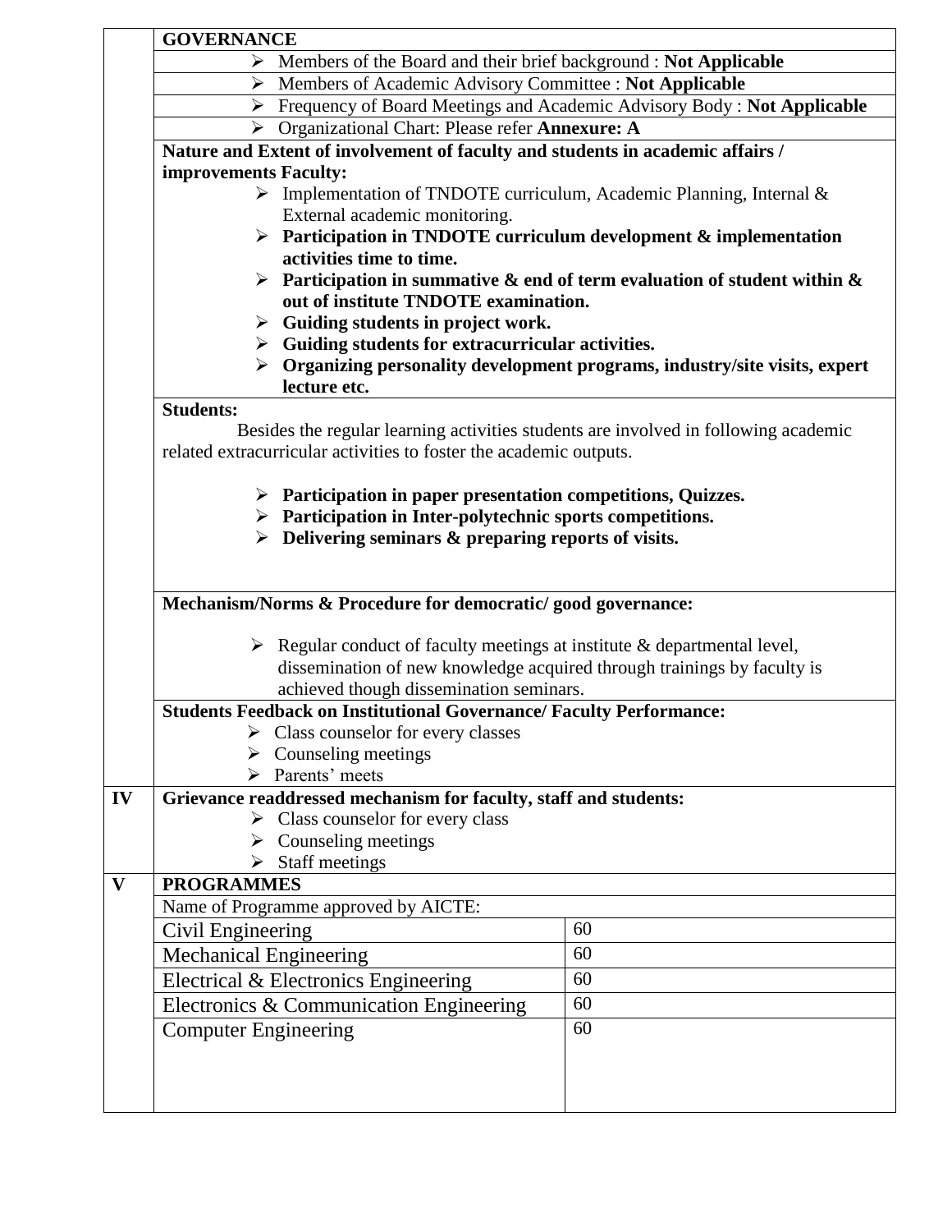**GOVERNANCE**

- Members of the Board and their brief background : **Not Applicable**
- Members of Academic Advisory Committee : **Not Applicable**
- Frequency of Board Meetings and Academic Advisory Body : **Not Applicable**
- Organizational Chart: Please refer **Annexure: A**

**Nature and Extent of involvement of faculty and students in academic affairs / improvements Faculty:**

- Implementation of TNDOTE curriculum, Academic Planning, Internal & External academic monitoring.
- **Participation in TNDOTE curriculum development & implementation activities time to time.**
- **Participation in summative & end of term evaluation of student within & out of institute TNDOTE examination.**
- **Guiding students in project work.**
- **Guiding students for extracurricular activities.**
- **Organizing personality development programs, industry/site visits, expert lecture etc.**

**Students:**

Besides the regular learning activities students are involved in following academic related extracurricular activities to foster the academic outputs.

- **Participation in paper presentation competitions, Quizzes.**
- **Participation in Inter-polytechnic sports competitions.**
- **Delivering seminars & preparing reports of visits.**

**Mechanism/Norms & Procedure for democratic/ good governance:**

- Regular conduct of faculty meetings at institute & departmental level, dissemination of new knowledge acquired through trainings by faculty is achieved though dissemination seminars.

**Students Feedback on Institutional Governance/ Faculty Performance:**

- Class counselor for every classes
- Counseling meetings
- Parents' meets

**IV Grievance readdressed mechanism for faculty, staff and students:**

- Class counselor for every class
- Counseling meetings
- Staff meetings

**V PROGRAMMES**

Name of Programme approved by AICTE:

| Programme | Intake |
|---|---|
| Civil Engineering | 60 |
| Mechanical Engineering | 60 |
| Electrical & Electronics Engineering | 60 |
| Electronics & Communication Engineering | 60 |
| Computer Engineering | 60 |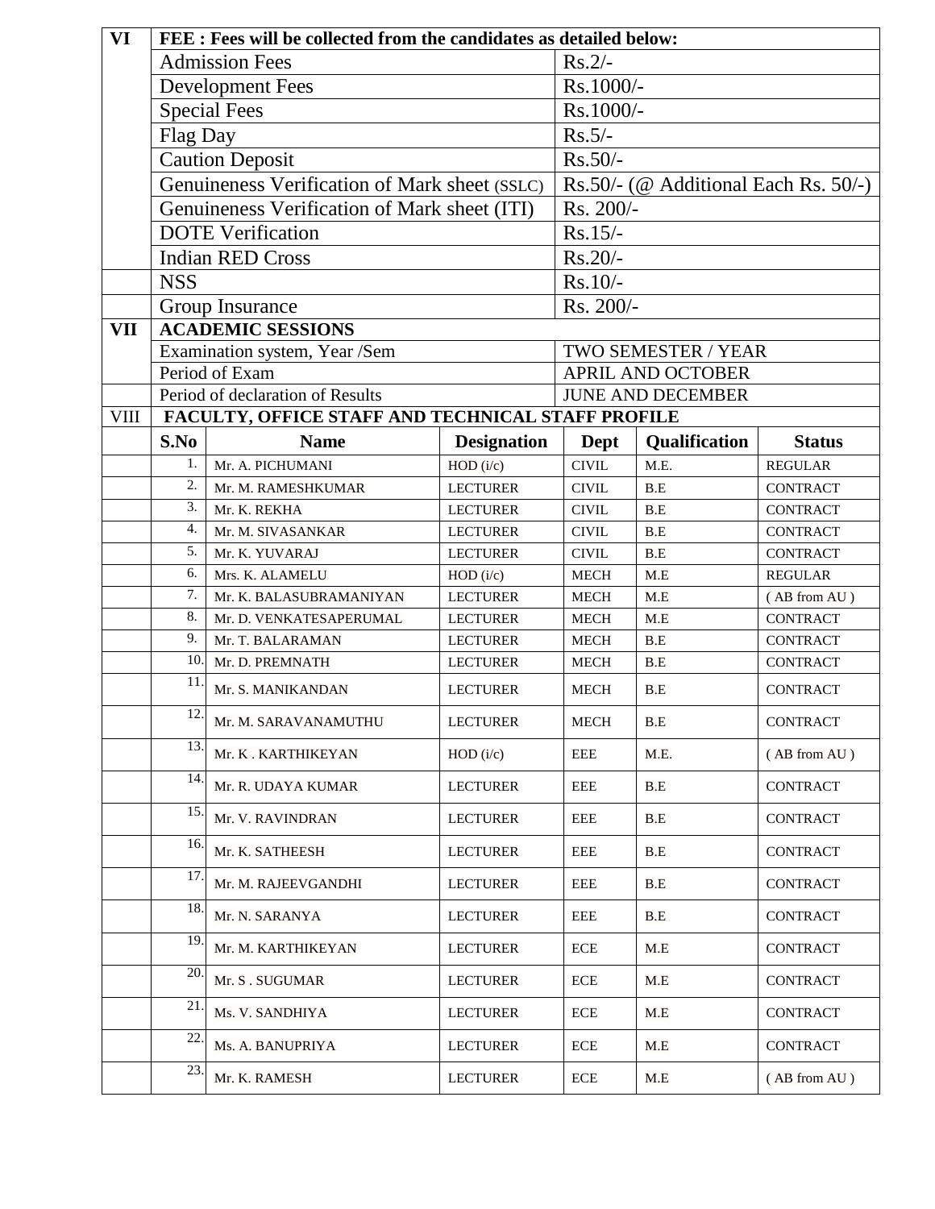| VI | FEE : Fees will be collected from the candidates as detailed below: | |
|---|---|---|
| | Admission Fees | Rs.2/- |
| | Development Fees | Rs.1000/- |
| | Special Fees | Rs.1000/- |
| | Flag Day | Rs.5/- |
| | Caution Deposit | Rs.50/- |
| | Genuineness Verification of Mark sheet (SSLC) | Rs.50/- (@ Additional Each Rs. 50/-) |
| | Genuineness Verification of Mark sheet (ITI) | Rs. 200/- |
| | DOTE Verification | Rs.15/- |
| | Indian RED Cross | Rs.20/- |
| | NSS | Rs.10/- |
| | Group Insurance | Rs. 200/- |
| **VII** | **ACADEMIC SESSIONS** | |
| | Examination system, Year /Sem | TWO SEMESTER / YEAR |
| | Period of Exam | APRIL AND OCTOBER |
| | Period of declaration of Results | JUNE AND DECEMBER |

**VIII FACULTY, OFFICE STAFF AND TECHNICAL STAFF PROFILE**

| S.No | Name | Designation | Dept | Qualification | Status |
|---|---|---|---|---|---|
| 1. | Mr. A. PICHUMANI | HOD (i/c) | CIVIL | M.E. | REGULAR |
| 2. | Mr. M. RAMESHKUMAR | LECTURER | CIVIL | B.E | CONTRACT |
| 3. | Mr. K. REKHA | LECTURER | CIVIL | B.E | CONTRACT |
| 4. | Mr. M. SIVASANKAR | LECTURER | CIVIL | B.E | CONTRACT |
| 5. | Mr. K. YUVARAJ | LECTURER | CIVIL | B.E | CONTRACT |
| 6. | Mrs. K. ALAMELU | HOD (i/c) | MECH | M.E | REGULAR |
| 7. | Mr. K. BALASUBRAMANIYAN | LECTURER | MECH | M.E | ( AB from AU ) |
| 8. | Mr. D. VENKATESAPERUMAL | LECTURER | MECH | M.E | CONTRACT |
| 9. | Mr. T. BALARAMAN | LECTURER | MECH | B.E | CONTRACT |
| 10. | Mr. D. PREMNATH | LECTURER | MECH | B.E | CONTRACT |
| 11. | Mr. S. MANIKANDAN | LECTURER | MECH | B.E | CONTRACT |
| 12. | Mr. M. SARAVANAMUTHU | LECTURER | MECH | B.E | CONTRACT |
| 13. | Mr. K . KARTHIKEYAN | HOD (i/c) | EEE | M.E. | ( AB from AU ) |
| 14. | Mr. R. UDAYA KUMAR | LECTURER | EEE | B.E | CONTRACT |
| 15. | Mr. V. RAVINDRAN | LECTURER | EEE | B.E | CONTRACT |
| 16. | Mr. K. SATHEESH | LECTURER | EEE | B.E | CONTRACT |
| 17. | Mr. M. RAJEEVGANDHI | LECTURER | EEE | B.E | CONTRACT |
| 18. | Mr. N. SARANYA | LECTURER | EEE | B.E | CONTRACT |
| 19. | Mr. M. KARTHIKEYAN | LECTURER | ECE | M.E | CONTRACT |
| 20. | Mr. S . SUGUMAR | LECTURER | ECE | M.E | CONTRACT |
| 21. | Ms. V. SANDHIYA | LECTURER | ECE | M.E | CONTRACT |
| 22. | Ms. A. BANUPRIYA | LECTURER | ECE | M.E | CONTRACT |
| 23. | Mr. K. RAMESH | LECTURER | ECE | M.E | ( AB from AU ) |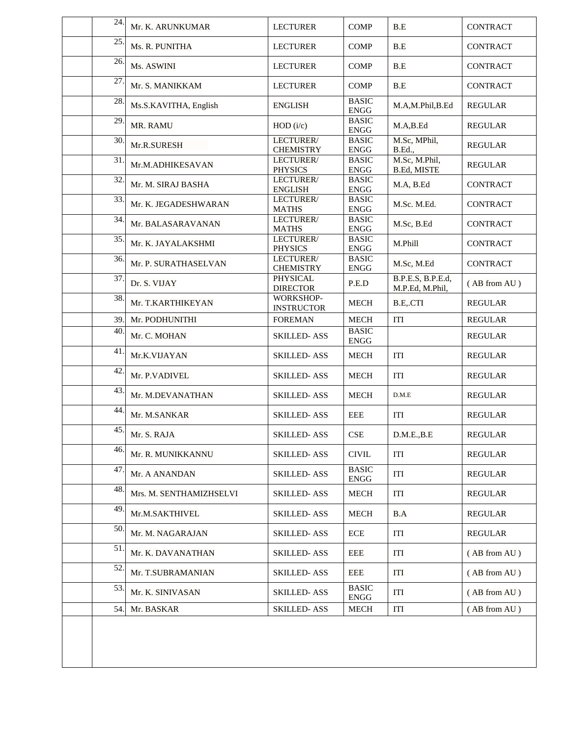| | | | | | | |
|---|---|---|---|---|---|---|
| | 24. | Mr. K. ARUNKUMAR | LECTURER | COMP | B.E | CONTRACT |
| | 25. | Ms. R. PUNITHA | LECTURER | COMP | B.E | CONTRACT |
| | 26. | Ms. ASWINI | LECTURER | COMP | B.E | CONTRACT |
| | 27. | Mr. S. MANIKKAM | LECTURER | COMP | B.E | CONTRACT |
| | 28. | Ms.S.KAVITHA, English | ENGLISH | BASIC ENGG | M.A,M.Phil,B.Ed | REGULAR |
| | 29. | MR. RAMU | HOD (i/c) | BASIC ENGG | M.A,B.Ed | REGULAR |
| | 30. | Mr.R.SURESH | LECTURER/ CHEMISTRY | BASIC ENGG | M.Sc, MPhil, B.Ed., | REGULAR |
| | 31. | Mr.M.ADHIKESAVAN | LECTURER/ PHYSICS | BASIC ENGG | M.Sc, M.Phil, B.Ed, MISTE | REGULAR |
| | 32. | Mr. M. SIRAJ BASHA | LECTURER/ ENGLISH | BASIC ENGG | M.A, B.Ed | CONTRACT |
| | 33. | Mr. K. JEGADESHWARAN | LECTURER/ MATHS | BASIC ENGG | M.Sc. M.Ed. | CONTRACT |
| | 34. | Mr. BALASARAVANAN | LECTURER/ MATHS | BASIC ENGG | M.Sc, B.Ed | CONTRACT |
| | 35. | Mr. K. JAYALAKSHMI | LECTURER/ PHYSICS | BASIC ENGG | M.Phill | CONTRACT |
| | 36. | Mr. P. SURATHASELVAN | LECTURER/ CHEMISTRY | BASIC ENGG | M.Sc, M.Ed | CONTRACT |
| | 37. | Dr. S. VIJAY | PHYSICAL DIRECTOR | P.E.D | B.P.E.S, B.P.E.d, M.P.Ed, M.Phil, | ( AB from AU ) |
| | 38. | Mr. T.KARTHIKEYAN | WORKSHOP-INSTRUCTOR | MECH | B.E,.CTI | REGULAR |
| | 39. | Mr. PODHUNITHI | FOREMAN | MECH | ITI | REGULAR |
| | 40. | Mr. C. MOHAN | SKILLED- ASS | BASIC ENGG | | REGULAR |
| | 41. | Mr.K.VIJAYAN | SKILLED- ASS | MECH | ITI | REGULAR |
| | 42. | Mr. P.VADIVEL | SKILLED- ASS | MECH | ITI | REGULAR |
| | 43. | Mr. M.DEVANATHAN | SKILLED- ASS | MECH | D.M.E | REGULAR |
| | 44. | Mr. M.SANKAR | SKILLED- ASS | EEE | ITI | REGULAR |
| | 45. | Mr. S. RAJA | SKILLED- ASS | CSE | D.M.E.,B.E | REGULAR |
| | 46. | Mr. R. MUNIKKANNU | SKILLED- ASS | CIVIL | ITI | REGULAR |
| | 47. | Mr. A ANANDAN | SKILLED- ASS | BASIC ENGG | ITI | REGULAR |
| | 48. | Mrs. M. SENTHAMIZHSELVI | SKILLED- ASS | MECH | ITI | REGULAR |
| | 49. | Mr.M.SAKTHIVEL | SKILLED- ASS | MECH | B.A | REGULAR |
| | 50. | Mr. M. NAGARAJAN | SKILLED- ASS | ECE | ITI | REGULAR |
| | 51. | Mr. K. DAVANATHAN | SKILLED- ASS | EEE | ITI | ( AB from AU ) |
| | 52. | Mr. T.SUBRAMANIAN | SKILLED- ASS | EEE | ITI | ( AB from AU ) |
| | 53. | Mr. K. SINIVASAN | SKILLED- ASS | BASIC ENGG | ITI | ( AB from AU ) |
| | 54. | Mr. BASKAR | SKILLED- ASS | MECH | ITI | ( AB from AU ) |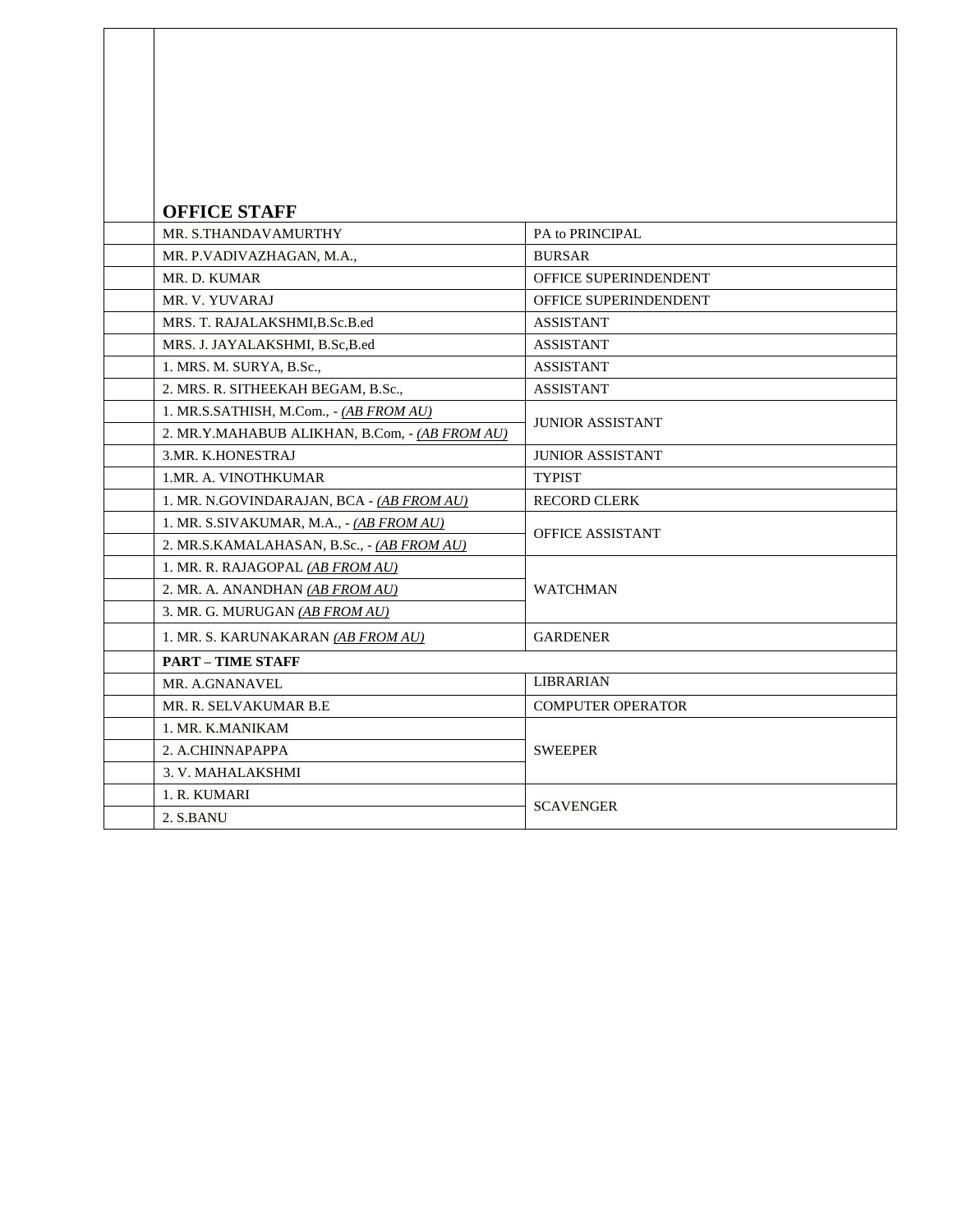| | **OFFICE STAFF** | |
|---|---|---|
| | MR. S.THANDAVAMURTHY | PA to PRINCIPAL |
| | MR. P.VADIVAZHAGAN, M.A., | BURSAR |
| | MR. D. KUMAR | OFFICE SUPERINDENDENT |
| | MR. V. YUVARAJ | OFFICE SUPERINDENDENT |
| | MRS. T. RAJALAKSHMI,B.Sc.B.ed | ASSISTANT |
| | MRS. J. JAYALAKSHMI, B.Sc,B.ed | ASSISTANT |
| | 1. MRS. M. SURYA, B.Sc., | ASSISTANT |
| | 2. MRS. R. SITHEEKAH BEGAM, B.Sc., | ASSISTANT |
| | 1. MR.S.SATHISH, M.Com., - *(AB FROM AU)* | JUNIOR ASSISTANT |
| | 2. MR.Y.MAHABUB ALIKHAN, B.Com, - *(AB FROM AU)* | |
| | 3.MR. K.HONESTRAJ | JUNIOR ASSISTANT |
| | 1.MR. A. VINOTHKUMAR | TYPIST |
| | 1. MR. N.GOVINDARAJAN, BCA - *(AB FROM AU)* | RECORD CLERK |
| | 1. MR. S.SIVAKUMAR, M.A., - *(AB FROM AU)* | OFFICE ASSISTANT |
| | 2. MR.S.KAMALAHASAN, B.Sc., - *(AB FROM AU)* | |
| | 1. MR. R. RAJAGOPAL *(AB FROM AU)* | WATCHMAN |
| | 2. MR. A. ANANDHAN *(AB FROM AU)* | |
| | 3. MR. G. MURUGAN *(AB FROM AU)* | |
| | 1. MR. S. KARUNAKARAN *(AB FROM AU)* | GARDENER |
| | **PART – TIME STAFF** | |
| | MR. A.GNANAVEL | LIBRARIAN |
| | MR. R. SELVAKUMAR B.E | COMPUTER OPERATOR |
| | 1. MR. K.MANIKAM | SWEEPER |
| | 2. A.CHINNAPAPPA | |
| | 3. V. MAHALAKSHMI | |
| | 1. R. KUMARI | SCAVENGER |
| | 2. S.BANU | |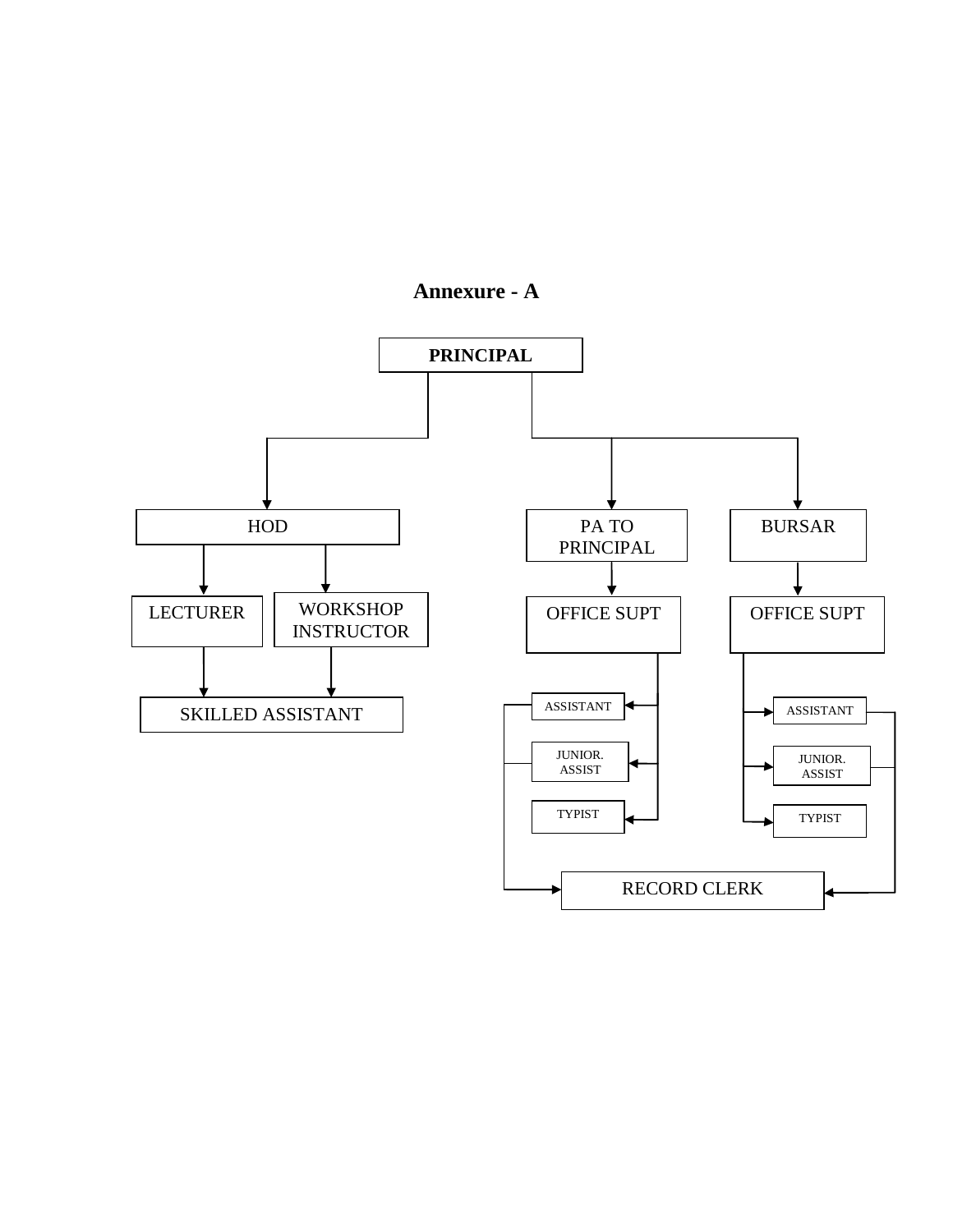# Annexure - A

PRINCIPAL

HOD

PA TO PRINCIPAL

BURSAR

LECTURER

WORKSHOP INSTRUCTOR

OFFICE SUPT

OFFICE SUPT

SKILLED ASSISTANT

ASSISTANT

JUNIOR. ASSIST

TYPIST

ASSISTANT

JUNIOR. ASSIST

TYPIST

RECORD CLERK